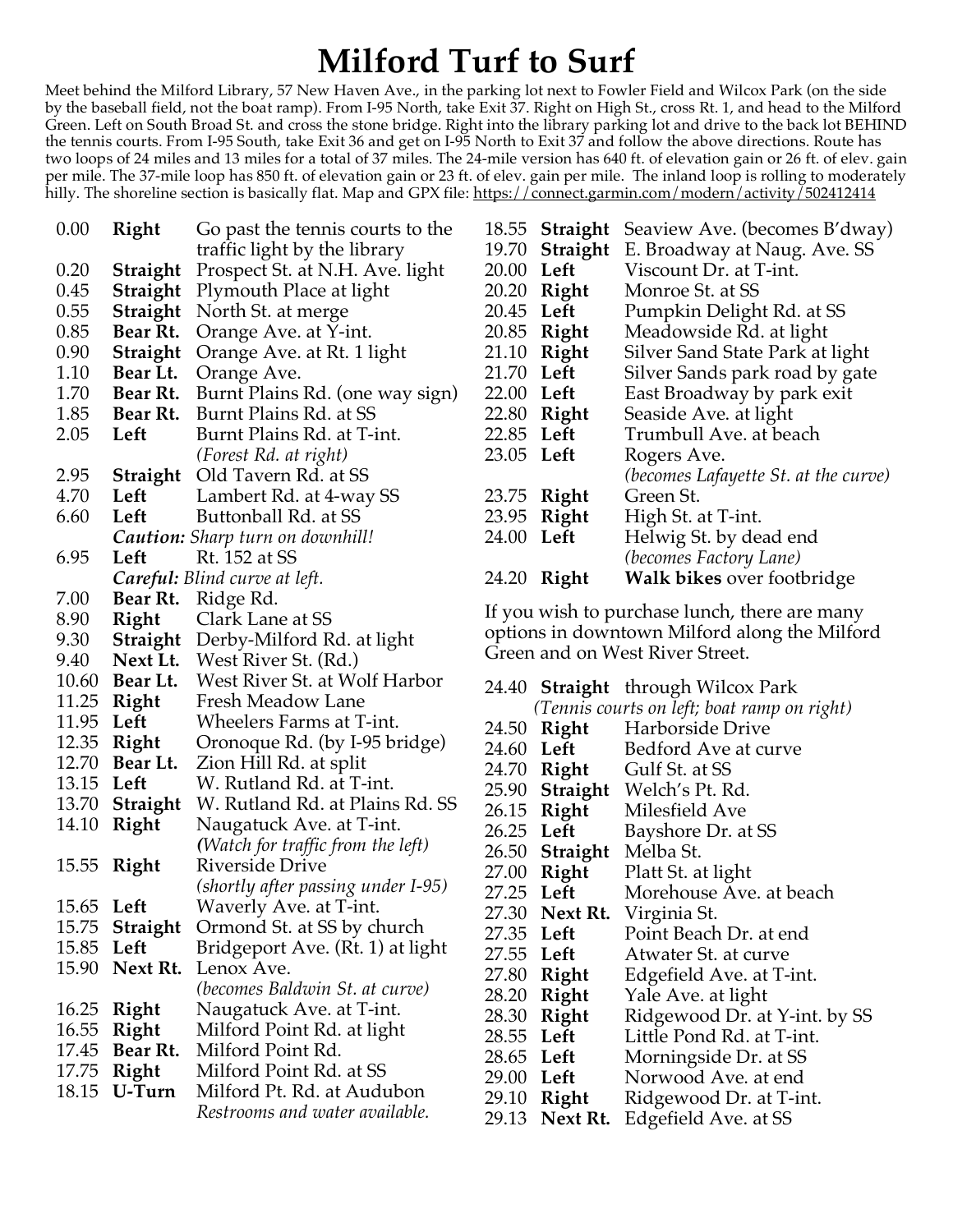# Milford Turf to Surf

Meet behind the Milford Library, 57 New Haven Ave., in the parking lot next to Fowler Field and Wilcox Park (on the side by the baseball field, not the boat ramp). From I-95 North, take Exit 37. Right on High St., cross Rt. 1, and head to the Milford Green. Left on South Broad St. and cross the stone bridge. Right into the library parking lot and drive to the back lot BEHIND the tennis courts. From I-95 South, take Exit 36 and get on I-95 North to Exit 37 and follow the above directions. Route has two loops of 24 miles and 13 miles for a total of 37 miles. The 24-mile version has 640 ft. of elevation gain or 26 ft. of elev. gain per mile. The 37-mile loop has 850 ft. of elevation gain or 23 ft. of elev. gain per mile. The inland loop is rolling to moderately hilly. The shoreline section is basically flat. Map and GPX file: https://connect.garmin.com/modern/activity/502412414

| Mile | Turn | Direction |
|---|---|---|
| 0.00 | **Right** | Go past the tennis courts to the traffic light by the library |
| 0.20 | **Straight** | Prospect St. at N.H. Ave. light |
| 0.45 | **Straight** | Plymouth Place at light |
| 0.55 | **Straight** | North St. at merge |
| 0.85 | **Bear Rt.** | Orange Ave. at Y-int. |
| 0.90 | **Straight** | Orange Ave. at Rt. 1 light |
| 1.10 | **Bear Lt.** | Orange Ave. |
| 1.70 | **Bear Rt.** | Burnt Plains Rd. (one way sign) |
| 1.85 | **Bear Rt.** | Burnt Plains Rd. at SS |
| 2.05 | **Left** | Burnt Plains Rd. at T-int. *(Forest Rd. at right)* |
| 2.95 | **Straight** | Old Tavern Rd. at SS |
| 4.70 | **Left** | Lambert Rd. at 4-way SS |
| 6.60 | **Left** | Buttonball Rd. at SS |
| | | ***Caution:*** *Sharp turn on downhill!* |
| 6.95 | **Left** | Rt. 152 at SS |
| | | ***Careful:*** *Blind curve at left.* |
| 7.00 | **Bear Rt.** | Ridge Rd. |
| 8.90 | **Right** | Clark Lane at SS |
| 9.30 | **Straight** | Derby-Milford Rd. at light |
| 9.40 | **Next Lt.** | West River St. (Rd.) |
| 10.60 | **Bear Lt.** | West River St. at Wolf Harbor |
| 11.25 | **Right** | Fresh Meadow Lane |
| 11.95 | **Left** | Wheelers Farms at T-int. |
| 12.35 | **Right** | Oronoque Rd. (by I-95 bridge) |
| 12.70 | **Bear Lt.** | Zion Hill Rd. at split |
| 13.15 | **Left** | W. Rutland Rd. at T-int. |
| 13.70 | **Straight** | W. Rutland Rd. at Plains Rd. SS |
| 14.10 | **Right** | Naugatuck Ave. at T-int. *(Watch for traffic from the left)* |
| 15.55 | **Right** | Riverside Drive *(shortly after passing under I-95)* |
| 15.65 | **Left** | Waverly Ave. at T-int. |
| 15.75 | **Straight** | Ormond St. at SS by church |
| 15.85 | **Left** | Bridgeport Ave. (Rt. 1) at light |
| 15.90 | **Next Rt.** | Lenox Ave. *(becomes Baldwin St. at curve)* |
| 16.25 | **Right** | Naugatuck Ave. at T-int. |
| 16.55 | **Right** | Milford Point Rd. at light |
| 17.45 | **Bear Rt.** | Milford Point Rd. |
| 17.75 | **Right** | Milford Point Rd. at SS |
| 18.15 | **U-Turn** | Milford Pt. Rd. at Audubon *Restrooms and water available.* |
| 18.55 | **Straight** | Seaview Ave. (becomes B'dway) |
| 19.70 | **Straight** | E. Broadway at Naug. Ave. SS |
| 20.00 | **Left** | Viscount Dr. at T-int. |
| 20.20 | **Right** | Monroe St. at SS |
| 20.45 | **Left** | Pumpkin Delight Rd. at SS |
| 20.85 | **Right** | Meadowside Rd. at light |
| 21.10 | **Right** | Silver Sand State Park at light |
| 21.70 | **Left** | Silver Sands park road by gate |
| 22.00 | **Left** | East Broadway by park exit |
| 22.80 | **Right** | Seaside Ave. at light |
| 22.85 | **Left** | Trumbull Ave. at beach |
| 23.05 | **Left** | Rogers Ave. *(becomes Lafayette St. at the curve)* |
| 23.75 | **Right** | Green St. |
| 23.95 | **Right** | High St. at T-int. |
| 24.00 | **Left** | Helwig St. by dead end *(becomes Factory Lane)* |
| 24.20 | **Right** | **Walk bikes** over footbridge |

If you wish to purchase lunch, there are many options in downtown Milford along the Milford Green and on West River Street.

| Mile | Turn | Direction |
|---|---|---|
| 24.40 | **Straight** | through Wilcox Park *(Tennis courts on left; boat ramp on right)* |
| 24.50 | **Right** | Harborside Drive |
| 24.60 | **Left** | Bedford Ave at curve |
| 24.70 | **Right** | Gulf St. at SS |
| 25.90 | **Straight** | Welch's Pt. Rd. |
| 26.15 | **Right** | Milesfield Ave |
| 26.25 | **Left** | Bayshore Dr. at SS |
| 26.50 | **Straight** | Melba St. |
| 27.00 | **Right** | Platt St. at light |
| 27.25 | **Left** | Morehouse Ave. at beach |
| 27.30 | **Next Rt.** | Virginia St. |
| 27.35 | **Left** | Point Beach Dr. at end |
| 27.55 | **Left** | Atwater St. at curve |
| 27.80 | **Right** | Edgefield Ave. at T-int. |
| 28.20 | **Right** | Yale Ave. at light |
| 28.30 | **Right** | Ridgewood Dr. at Y-int. by SS |
| 28.55 | **Left** | Little Pond Rd. at T-int. |
| 28.65 | **Left** | Morningside Dr. at SS |
| 29.00 | **Left** | Norwood Ave. at end |
| 29.10 | **Right** | Ridgewood Dr. at T-int. |
| 29.13 | **Next Rt.** | Edgefield Ave. at SS |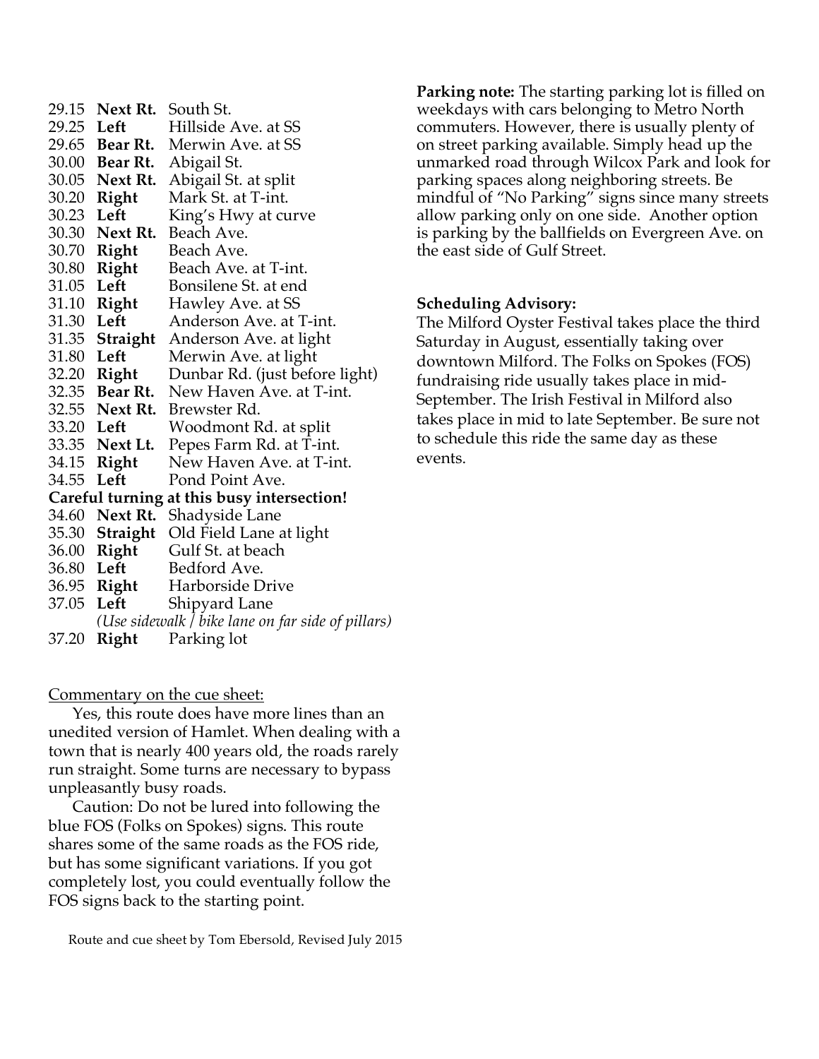| | | |
|---|---|---|
| 29.15 | **Next Rt.** | South St. |
| 29.25 | **Left** | Hillside Ave. at SS |
| 29.65 | **Bear Rt.** | Merwin Ave. at SS |
| 30.00 | **Bear Rt.** | Abigail St. |
| 30.05 | **Next Rt.** | Abigail St. at split |
| 30.20 | **Right** | Mark St. at T-int. |
| 30.23 | **Left** | King's Hwy at curve |
| 30.30 | **Next Rt.** | Beach Ave. |
| 30.70 | **Right** | Beach Ave. |
| 30.80 | **Right** | Beach Ave. at T-int. |
| 31.05 | **Left** | Bonsilene St. at end |
| 31.10 | **Right** | Hawley Ave. at SS |
| 31.30 | **Left** | Anderson Ave. at T-int. |
| 31.35 | **Straight** | Anderson Ave. at light |
| 31.80 | **Left** | Merwin Ave. at light |
| 32.20 | **Right** | Dunbar Rd. (just before light) |
| 32.35 | **Bear Rt.** | New Haven Ave. at T-int. |
| 32.55 | **Next Rt.** | Brewster Rd. |
| 33.20 | **Left** | Woodmont Rd. at split |
| 33.35 | **Next Lt.** | Pepes Farm Rd. at T-int. |
| 34.15 | **Right** | New Haven Ave. at T-int. |
| 34.55 | **Left** | Pond Point Ave. |
| **Careful turning at this busy intersection!** | | |
| 34.60 | **Next Rt.** | Shadyside Lane |
| 35.30 | **Straight** | Old Field Lane at light |
| 36.00 | **Right** | Gulf St. at beach |
| 36.80 | **Left** | Bedford Ave. |
| 36.95 | **Right** | Harborside Drive |
| 37.05 | **Left** | Shipyard Lane |
| | | *(Use sidewalk / bike lane on far side of pillars)* |
| 37.20 | **Right** | Parking lot |

Commentary on the cue sheet:

Yes, this route does have more lines than an unedited version of Hamlet. When dealing with a town that is nearly 400 years old, the roads rarely run straight. Some turns are necessary to bypass unpleasantly busy roads.

Caution: Do not be lured into following the blue FOS (Folks on Spokes) signs. This route shares some of the same roads as the FOS ride, but has some significant variations. If you got completely lost, you could eventually follow the FOS signs back to the starting point.

Route and cue sheet by Tom Ebersold, Revised July 2015

**Parking note:** The starting parking lot is filled on weekdays with cars belonging to Metro North commuters. However, there is usually plenty of on street parking available. Simply head up the unmarked road through Wilcox Park and look for parking spaces along neighboring streets. Be mindful of "No Parking" signs since many streets allow parking only on one side. Another option is parking by the ballfields on Evergreen Ave. on the east side of Gulf Street.

**Scheduling Advisory:**

The Milford Oyster Festival takes place the third Saturday in August, essentially taking over downtown Milford. The Folks on Spokes (FOS) fundraising ride usually takes place in mid-September. The Irish Festival in Milford also takes place in mid to late September. Be sure not to schedule this ride the same day as these events.